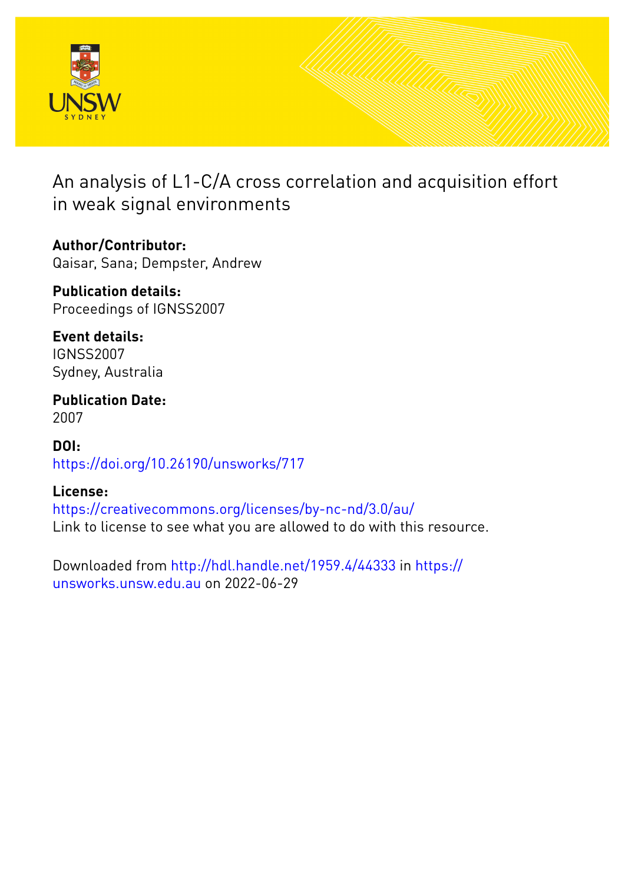# An analysis of L1-C/A cross correlation and acquisition effort in weak signal environments

**Author/Contributor:**
Qaisar, Sana; Dempster, Andrew

**Publication details:**
Proceedings of IGNSS2007

**Event details:**
IGNSS2007
Sydney, Australia

**Publication Date:**
2007

**DOI:**
https://doi.org/10.26190/unsworks/717

**License:**
https://creativecommons.org/licenses/by-nc-nd/3.0/au/
Link to license to see what you are allowed to do with this resource.

Downloaded from http://hdl.handle.net/1959.4/44333 in https://unsworks.unsw.edu.au on 2022-06-29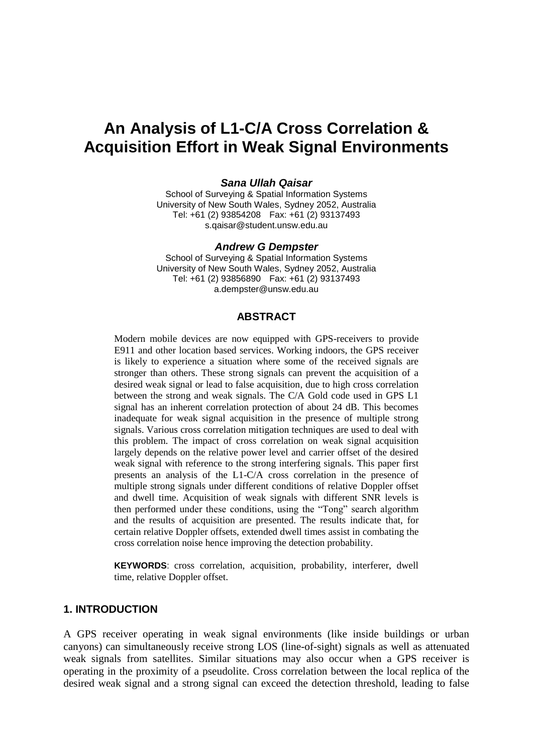# An Analysis of L1-C/A Cross Correlation & Acquisition Effort in Weak Signal Environments

***Sana Ullah Qaisar***

School of Surveying & Spatial Information Systems
University of New South Wales, Sydney 2052, Australia
Tel: +61 (2) 93854208 Fax: +61 (2) 93137493
s.qaisar@student.unsw.edu.au

***Andrew G Dempster***

School of Surveying & Spatial Information Systems
University of New South Wales, Sydney 2052, Australia
Tel: +61 (2) 93856890 Fax: +61 (2) 93137493
a.dempster@unsw.edu.au

## ABSTRACT

Modern mobile devices are now equipped with GPS-receivers to provide E911 and other location based services. Working indoors, the GPS receiver is likely to experience a situation where some of the received signals are stronger than others. These strong signals can prevent the acquisition of a desired weak signal or lead to false acquisition, due to high cross correlation between the strong and weak signals. The C/A Gold code used in GPS L1 signal has an inherent correlation protection of about 24 dB. This becomes inadequate for weak signal acquisition in the presence of multiple strong signals. Various cross correlation mitigation techniques are used to deal with this problem. The impact of cross correlation on weak signal acquisition largely depends on the relative power level and carrier offset of the desired weak signal with reference to the strong interfering signals. This paper first presents an analysis of the L1-C/A cross correlation in the presence of multiple strong signals under different conditions of relative Doppler offset and dwell time. Acquisition of weak signals with different SNR levels is then performed under these conditions, using the "Tong" search algorithm and the results of acquisition are presented. The results indicate that, for certain relative Doppler offsets, extended dwell times assist in combating the cross correlation noise hence improving the detection probability.

**KEYWORDS**: cross correlation, acquisition, probability, interferer, dwell time, relative Doppler offset.

## 1. INTRODUCTION

A GPS receiver operating in weak signal environments (like inside buildings or urban canyons) can simultaneously receive strong LOS (line-of-sight) signals as well as attenuated weak signals from satellites. Similar situations may also occur when a GPS receiver is operating in the proximity of a pseudolite. Cross correlation between the local replica of the desired weak signal and a strong signal can exceed the detection threshold, leading to false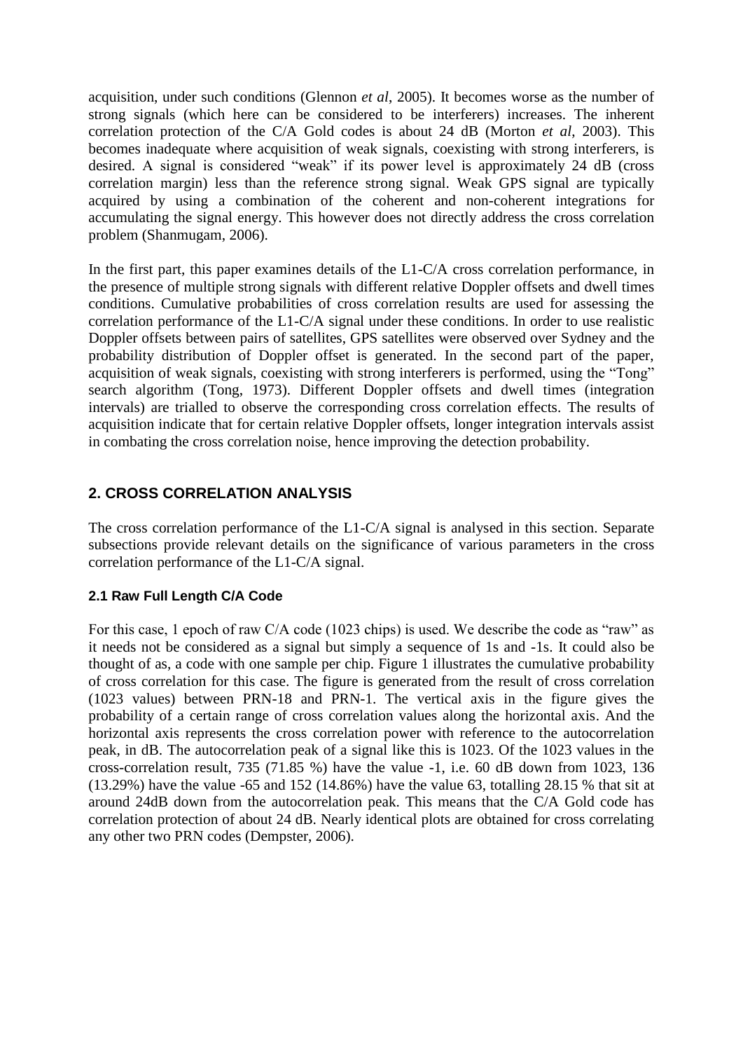acquisition, under such conditions (Glennon *et al*, 2005). It becomes worse as the number of strong signals (which here can be considered to be interferers) increases. The inherent correlation protection of the C/A Gold codes is about 24 dB (Morton *et al*, 2003). This becomes inadequate where acquisition of weak signals, coexisting with strong interferers, is desired. A signal is considered "weak" if its power level is approximately 24 dB (cross correlation margin) less than the reference strong signal. Weak GPS signal are typically acquired by using a combination of the coherent and non-coherent integrations for accumulating the signal energy. This however does not directly address the cross correlation problem (Shanmugam, 2006).

In the first part, this paper examines details of the L1-C/A cross correlation performance, in the presence of multiple strong signals with different relative Doppler offsets and dwell times conditions. Cumulative probabilities of cross correlation results are used for assessing the correlation performance of the L1-C/A signal under these conditions. In order to use realistic Doppler offsets between pairs of satellites, GPS satellites were observed over Sydney and the probability distribution of Doppler offset is generated. In the second part of the paper, acquisition of weak signals, coexisting with strong interferers is performed, using the "Tong" search algorithm (Tong, 1973). Different Doppler offsets and dwell times (integration intervals) are trialled to observe the corresponding cross correlation effects. The results of acquisition indicate that for certain relative Doppler offsets, longer integration intervals assist in combating the cross correlation noise, hence improving the detection probability.

## 2. CROSS CORRELATION ANALYSIS

The cross correlation performance of the L1-C/A signal is analysed in this section. Separate subsections provide relevant details on the significance of various parameters in the cross correlation performance of the L1-C/A signal.

### 2.1 Raw Full Length C/A Code

For this case, 1 epoch of raw C/A code (1023 chips) is used. We describe the code as "raw" as it needs not be considered as a signal but simply a sequence of 1s and -1s. It could also be thought of as, a code with one sample per chip. Figure 1 illustrates the cumulative probability of cross correlation for this case. The figure is generated from the result of cross correlation (1023 values) between PRN-18 and PRN-1. The vertical axis in the figure gives the probability of a certain range of cross correlation values along the horizontal axis. And the horizontal axis represents the cross correlation power with reference to the autocorrelation peak, in dB. The autocorrelation peak of a signal like this is 1023. Of the 1023 values in the cross-correlation result, 735 (71.85 %) have the value -1, i.e. 60 dB down from 1023, 136 (13.29%) have the value -65 and 152 (14.86%) have the value 63, totalling 28.15 % that sit at around 24dB down from the autocorrelation peak. This means that the C/A Gold code has correlation protection of about 24 dB. Nearly identical plots are obtained for cross correlating any other two PRN codes (Dempster, 2006).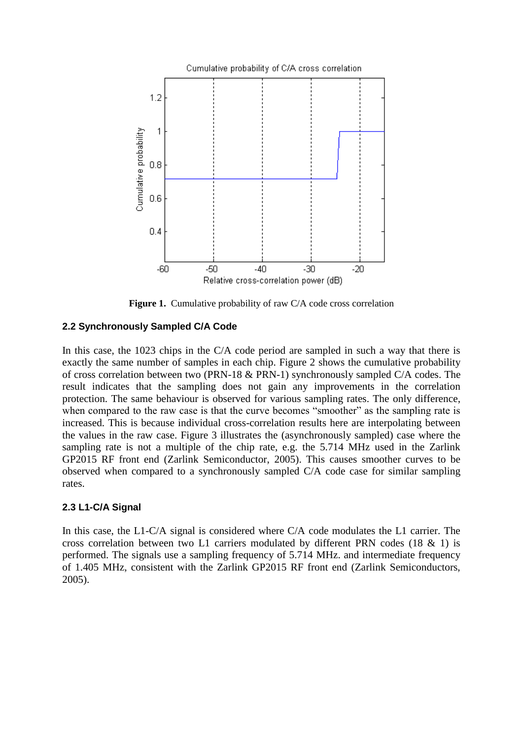**Figure 1.** Cumulative probability of raw C/A code cross correlation

### 2.2 Synchronously Sampled C/A Code

In this case, the 1023 chips in the C/A code period are sampled in such a way that there is exactly the same number of samples in each chip. Figure 2 shows the cumulative probability of cross correlation between two (PRN-18 & PRN-1) synchronously sampled C/A codes. The result indicates that the sampling does not gain any improvements in the correlation protection. The same behaviour is observed for various sampling rates. The only difference, when compared to the raw case is that the curve becomes "smoother" as the sampling rate is increased. This is because individual cross-correlation results here are interpolating between the values in the raw case. Figure 3 illustrates the (asynchronously sampled) case where the sampling rate is not a multiple of the chip rate, e.g. the 5.714 MHz used in the Zarlink GP2015 RF front end (Zarlink Semiconductor, 2005). This causes smoother curves to be observed when compared to a synchronously sampled C/A code case for similar sampling rates.

### 2.3 L1-C/A Signal

In this case, the L1-C/A signal is considered where C/A code modulates the L1 carrier. The cross correlation between two L1 carriers modulated by different PRN codes (18 & 1) is performed. The signals use a sampling frequency of 5.714 MHz. and intermediate frequency of 1.405 MHz, consistent with the Zarlink GP2015 RF front end (Zarlink Semiconductors, 2005).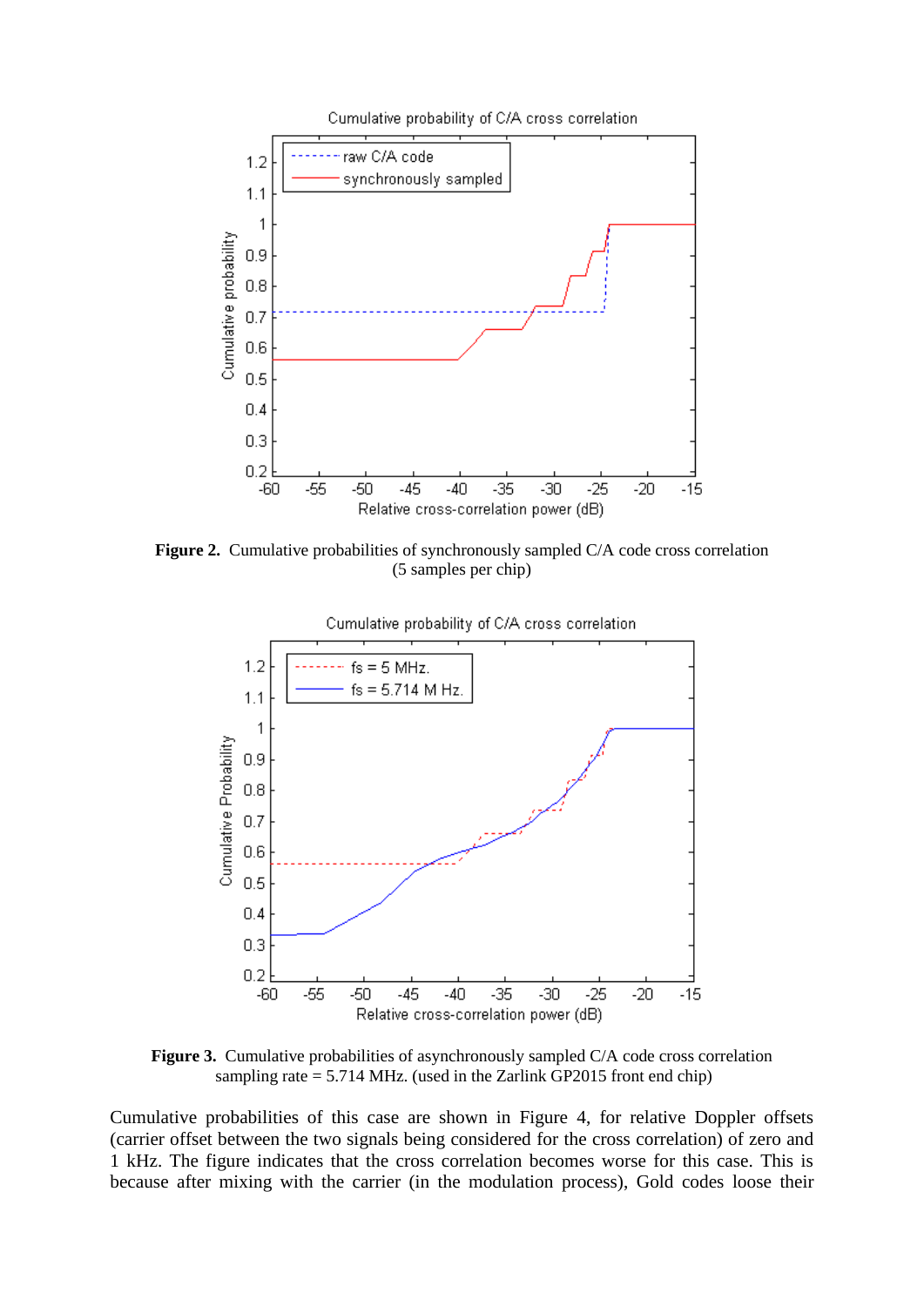**Figure 2.** Cumulative probabilities of synchronously sampled C/A code cross correlation (5 samples per chip)

**Figure 3.** Cumulative probabilities of asynchronously sampled C/A code cross correlation sampling rate = 5.714 MHz. (used in the Zarlink GP2015 front end chip)

Cumulative probabilities of this case are shown in Figure 4, for relative Doppler offsets (carrier offset between the two signals being considered for the cross correlation) of zero and 1 kHz. The figure indicates that the cross correlation becomes worse for this case. This is because after mixing with the carrier (in the modulation process), Gold codes loose their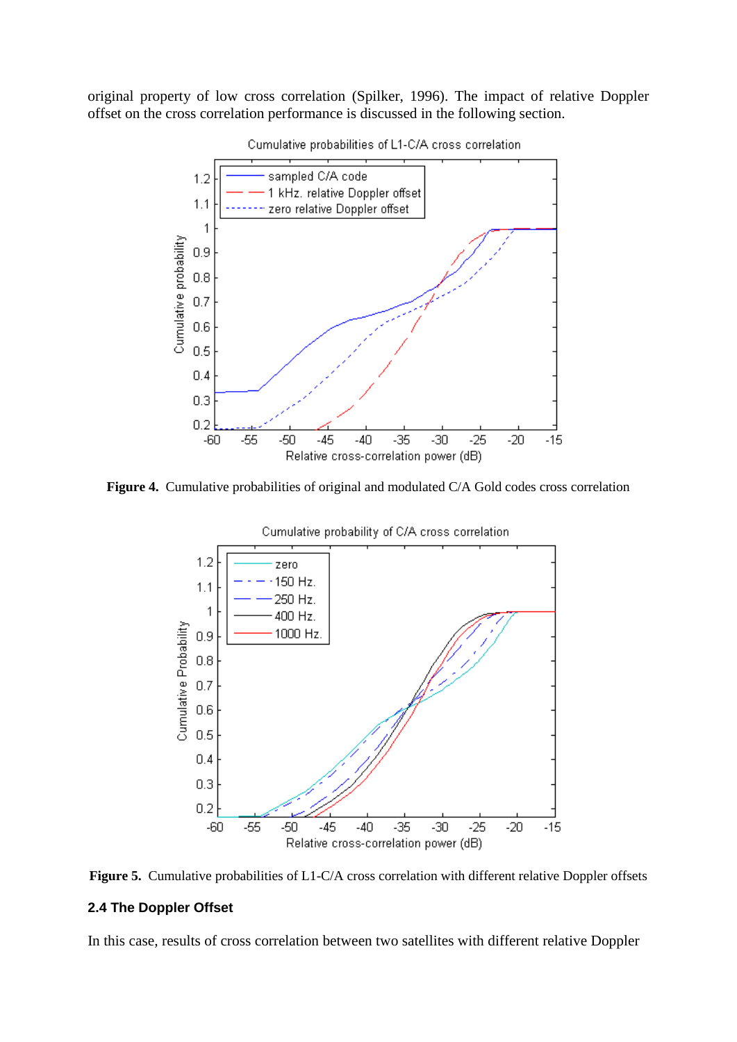original property of low cross correlation (Spilker, 1996). The impact of relative Doppler offset on the cross correlation performance is discussed in the following section.

**Figure 4.** Cumulative probabilities of original and modulated C/A Gold codes cross correlation

**Figure 5.** Cumulative probabilities of L1-C/A cross correlation with different relative Doppler offsets

### 2.4 The Doppler Offset

In this case, results of cross correlation between two satellites with different relative Doppler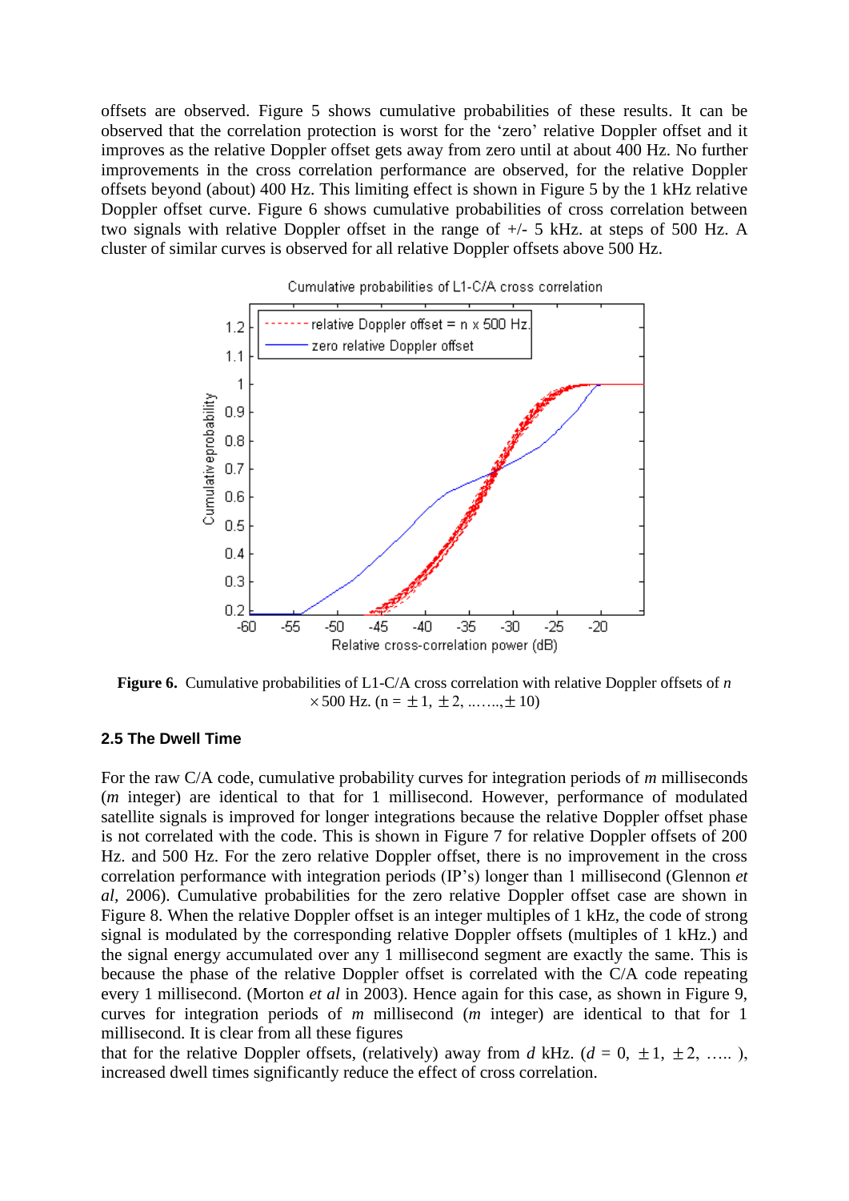offsets are observed. Figure 5 shows cumulative probabilities of these results. It can be observed that the correlation protection is worst for the 'zero' relative Doppler offset and it improves as the relative Doppler offset gets away from zero until at about 400 Hz. No further improvements in the cross correlation performance are observed, for the relative Doppler offsets beyond (about) 400 Hz. This limiting effect is shown in Figure 5 by the 1 kHz relative Doppler offset curve. Figure 6 shows cumulative probabilities of cross correlation between two signals with relative Doppler offset in the range of +/- 5 kHz. at steps of 500 Hz. A cluster of similar curves is observed for all relative Doppler offsets above 500 Hz.

**Figure 6.** Cumulative probabilities of L1-C/A cross correlation with relative Doppler offsets of $n \times 500$ Hz. (n = $\pm 1$, $\pm 2$, ……..,$\pm 10$)

### 2.5 The Dwell Time

For the raw C/A code, cumulative probability curves for integration periods of *m* milliseconds (*m* integer) are identical to that for 1 millisecond. However, performance of modulated satellite signals is improved for longer integrations because the relative Doppler offset phase is not correlated with the code. This is shown in Figure 7 for relative Doppler offsets of 200 Hz. and 500 Hz. For the zero relative Doppler offset, there is no improvement in the cross correlation performance with integration periods (IP's) longer than 1 millisecond (Glennon *et al*, 2006). Cumulative probabilities for the zero relative Doppler offset case are shown in Figure 8. When the relative Doppler offset is an integer multiples of 1 kHz, the code of strong signal is modulated by the corresponding relative Doppler offsets (multiples of 1 kHz.) and the signal energy accumulated over any 1 millisecond segment are exactly the same. This is because the phase of the relative Doppler offset is correlated with the C/A code repeating every 1 millisecond. (Morton *et al* in 2003). Hence again for this case, as shown in Figure 9, curves for integration periods of *m* millisecond (*m* integer) are identical to that for 1 millisecond. It is clear from all these figures that for the relative Doppler offsets, (relatively) away from *d* kHz. ($d = 0, \pm 1, \pm 2, \ldots$ ), increased dwell times significantly reduce the effect of cross correlation.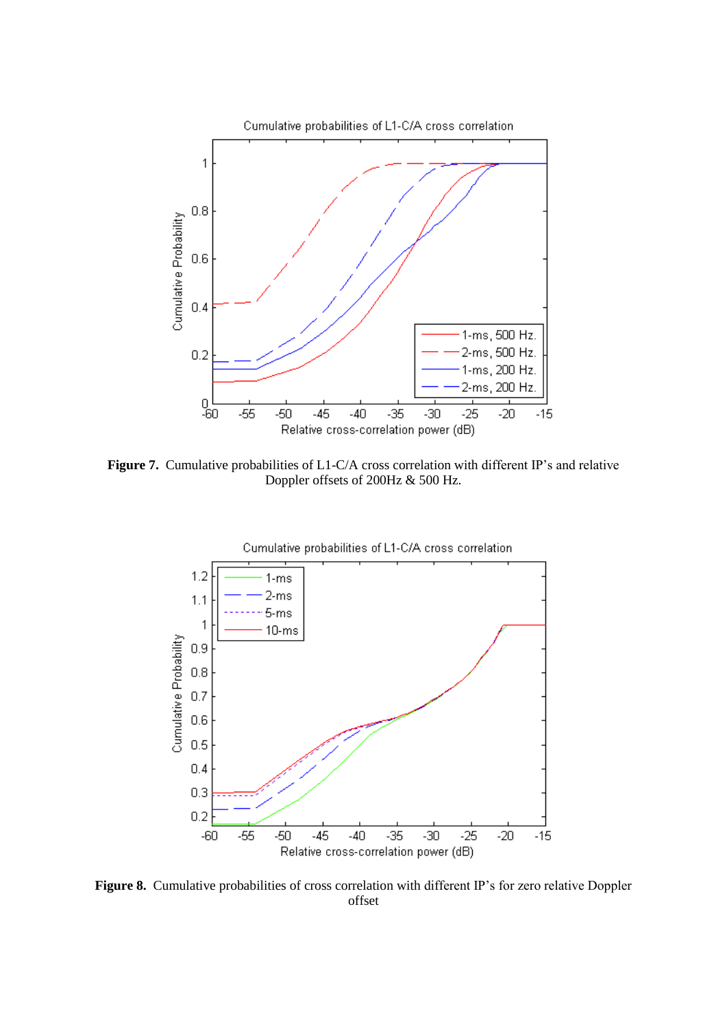**Figure 7.** Cumulative probabilities of L1-C/A cross correlation with different IP's and relative Doppler offsets of 200Hz & 500 Hz.

**Figure 8.** Cumulative probabilities of cross correlation with different IP's for zero relative Doppler offset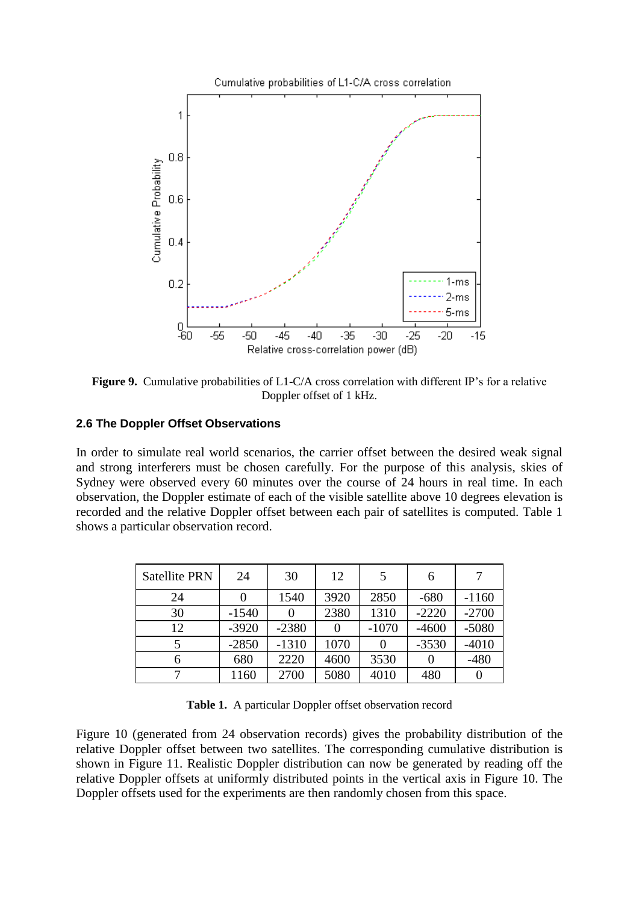**Figure 9.** Cumulative probabilities of L1-C/A cross correlation with different IP's for a relative Doppler offset of 1 kHz.

### 2.6 The Doppler Offset Observations

In order to simulate real world scenarios, the carrier offset between the desired weak signal and strong interferers must be chosen carefully. For the purpose of this analysis, skies of Sydney were observed every 60 minutes over the course of 24 hours in real time. In each observation, the Doppler estimate of each of the visible satellite above 10 degrees elevation is recorded and the relative Doppler offset between each pair of satellites is computed. Table 1 shows a particular observation record.

| Satellite PRN | 24 | 30 | 12 | 5 | 6 | 7 |
|---|---|---|---|---|---|---|
| 24 | 0 | 1540 | 3920 | 2850 | -680 | -1160 |
| 30 | -1540 | 0 | 2380 | 1310 | -2220 | -2700 |
| 12 | -3920 | -2380 | 0 | -1070 | -4600 | -5080 |
| 5 | -2850 | -1310 | 1070 | 0 | -3530 | -4010 |
| 6 | 680 | 2220 | 4600 | 3530 | 0 | -480 |
| 7 | 1160 | 2700 | 5080 | 4010 | 480 | 0 |

**Table 1.** A particular Doppler offset observation record

Figure 10 (generated from 24 observation records) gives the probability distribution of the relative Doppler offset between two satellites. The corresponding cumulative distribution is shown in Figure 11. Realistic Doppler distribution can now be generated by reading off the relative Doppler offsets at uniformly distributed points in the vertical axis in Figure 10. The Doppler offsets used for the experiments are then randomly chosen from this space.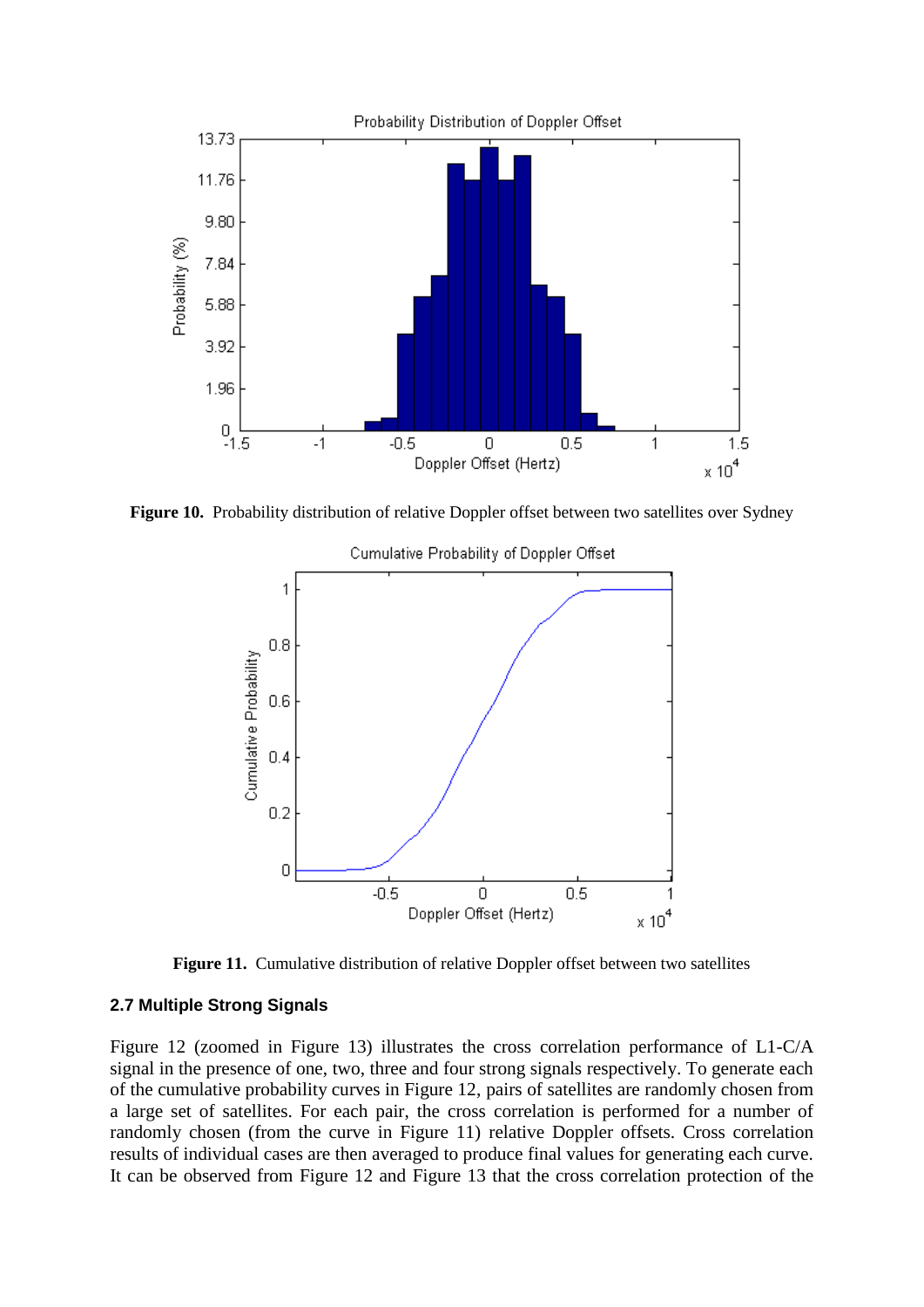**Figure 10.** Probability distribution of relative Doppler offset between two satellites over Sydney

**Figure 11.** Cumulative distribution of relative Doppler offset between two satellites

### 2.7 Multiple Strong Signals

Figure 12 (zoomed in Figure 13) illustrates the cross correlation performance of L1-C/A signal in the presence of one, two, three and four strong signals respectively. To generate each of the cumulative probability curves in Figure 12, pairs of satellites are randomly chosen from a large set of satellites. For each pair, the cross correlation is performed for a number of randomly chosen (from the curve in Figure 11) relative Doppler offsets. Cross correlation results of individual cases are then averaged to produce final values for generating each curve. It can be observed from Figure 12 and Figure 13 that the cross correlation protection of the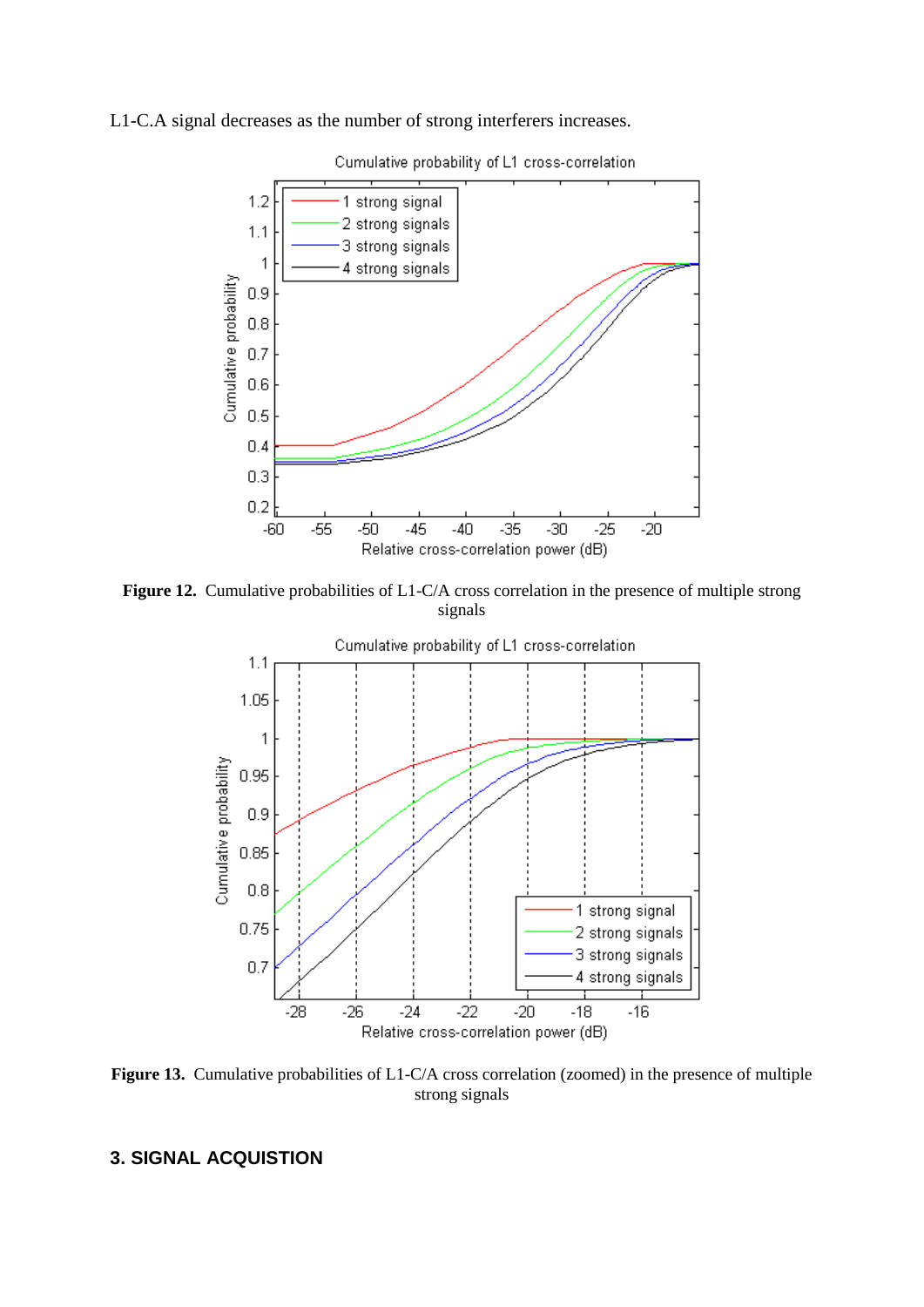L1-C.A signal decreases as the number of strong interferers increases.

**Figure 12.** Cumulative probabilities of L1-C/A cross correlation in the presence of multiple strong signals

**Figure 13.** Cumulative probabilities of L1-C/A cross correlation (zoomed) in the presence of multiple strong signals

## 3. SIGNAL ACQUISTION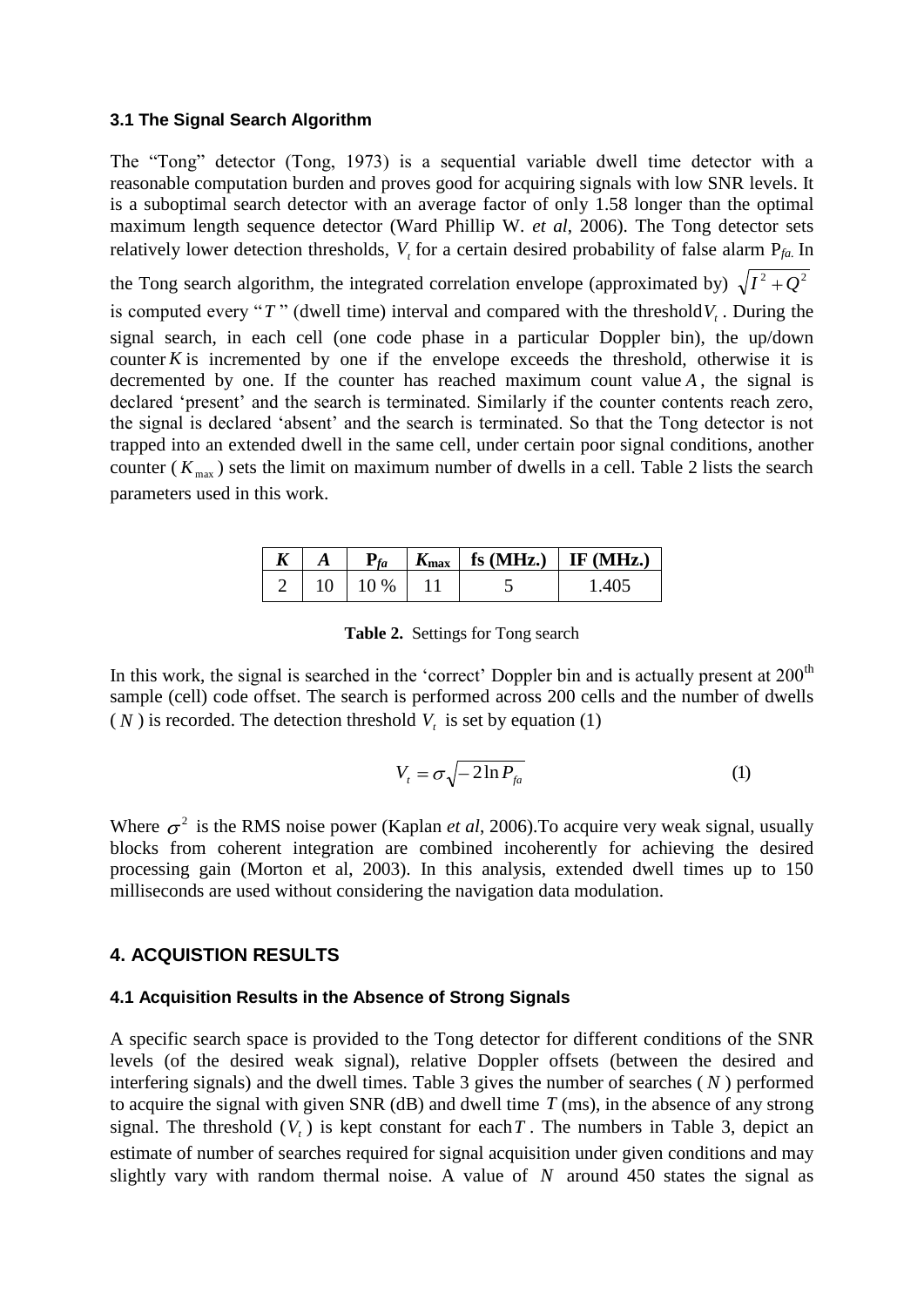### 3.1 The Signal Search Algorithm

The "Tong" detector (Tong, 1973) is a sequential variable dwell time detector with a reasonable computation burden and proves good for acquiring signals with low SNR levels. It is a suboptimal search detector with an average factor of only 1.58 longer than the optimal maximum length sequence detector (Ward Phillip W. *et al*, 2006). The Tong detector sets relatively lower detection thresholds, $V_t$ for a certain desired probability of false alarm $P_{fa}$. In the Tong search algorithm, the integrated correlation envelope (approximated by) $\sqrt{I^2+Q^2}$ is computed every "$T$" (dwell time) interval and compared with the threshold $V_t$. During the signal search, in each cell (one code phase in a particular Doppler bin), the up/down counter $K$ is incremented by one if the envelope exceeds the threshold, otherwise it is decremented by one. If the counter has reached maximum count value $A$, the signal is declared 'present' and the search is terminated. Similarly if the counter contents reach zero, the signal is declared 'absent' and the search is terminated. So that the Tong detector is not trapped into an extended dwell in the same cell, under certain poor signal conditions, another counter ($K_{\max}$) sets the limit on maximum number of dwells in a cell. Table 2 lists the search parameters used in this work.

| $K$ | $A$ | $P_{fa}$ | $K_{\max}$ | fs (MHz.) | IF (MHz.) |
|---|---|---|---|---|---|
| 2 | 10 | 10 % | 11 | 5 | 1.405 |

**Table 2.** Settings for Tong search

In this work, the signal is searched in the 'correct' Doppler bin and is actually present at 200th sample (cell) code offset. The search is performed across 200 cells and the number of dwells ($N$) is recorded. The detection threshold $V_t$ is set by equation (1)

$$V_t = \sigma\sqrt{-2\ln P_{fa}} \tag{1}$$

Where $\sigma^2$ is the RMS noise power (Kaplan *et al*, 2006).To acquire very weak signal, usually blocks from coherent integration are combined incoherently for achieving the desired processing gain (Morton et al, 2003). In this analysis, extended dwell times up to 150 milliseconds are used without considering the navigation data modulation.

## 4. ACQUISTION RESULTS

### 4.1 Acquisition Results in the Absence of Strong Signals

A specific search space is provided to the Tong detector for different conditions of the SNR levels (of the desired weak signal), relative Doppler offsets (between the desired and interfering signals) and the dwell times. Table 3 gives the number of searches ($N$) performed to acquire the signal with given SNR (dB) and dwell time $T$ (ms), in the absence of any strong signal. The threshold ($V_t$) is kept constant for each $T$. The numbers in Table 3, depict an estimate of number of searches required for signal acquisition under given conditions and may slightly vary with random thermal noise. A value of $N$ around 450 states the signal as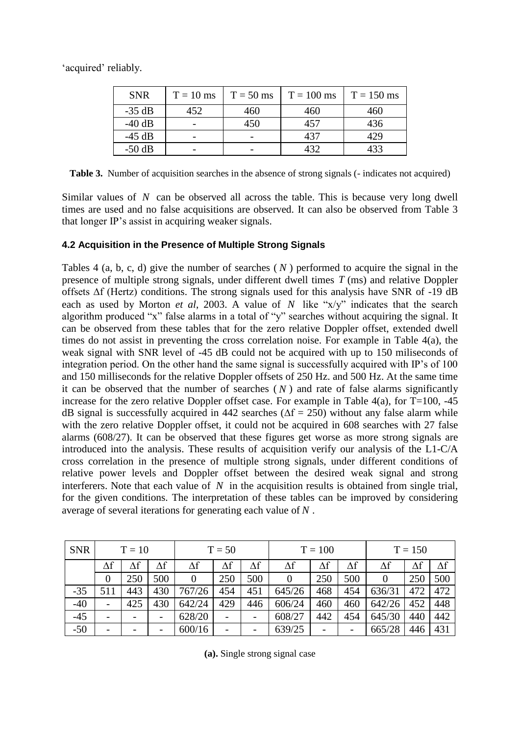'acquired' reliably.

| SNR | T = 10 ms | T = 50 ms | T = 100 ms | T = 150 ms |
|---|---|---|---|---|
| -35 dB | 452 | 460 | 460 | 460 |
| -40 dB | - | 450 | 457 | 436 |
| -45 dB | - | - | 437 | 429 |
| -50 dB | - | - | 432 | 433 |

**Table 3.** Number of acquisition searches in the absence of strong signals (- indicates not acquired)

Similar values of $N$ can be observed all across the table. This is because very long dwell times are used and no false acquisitions are observed. It can also be observed from Table 3 that longer IP's assist in acquiring weaker signals.

### 4.2 Acquisition in the Presence of Multiple Strong Signals

Tables 4 (a, b, c, d) give the number of searches ($N$) performed to acquire the signal in the presence of multiple strong signals, under different dwell times $T$ (ms) and relative Doppler offsets $\Delta$f (Hertz) conditions. The strong signals used for this analysis have SNR of -19 dB each as used by Morton *et al*, 2003. A value of $N$ like "x/y" indicates that the search algorithm produced "x" false alarms in a total of "y" searches without acquiring the signal. It can be observed from these tables that for the zero relative Doppler offset, extended dwell times do not assist in preventing the cross correlation noise. For example in Table 4(a), the weak signal with SNR level of -45 dB could not be acquired with up to 150 miliseconds of integration period. On the other hand the same signal is successfully acquired with IP's of 100 and 150 milliseconds for the relative Doppler offsets of 250 Hz. and 500 Hz. At the same time it can be observed that the number of searches ($N$) and rate of false alarms significantly increase for the zero relative Doppler offset case. For example in Table 4(a), for T=100, -45 dB signal is successfully acquired in 442 searches ($\Delta$f = 250) without any false alarm while with the zero relative Doppler offset, it could not be acquired in 608 searches with 27 false alarms (608/27). It can be observed that these figures get worse as more strong signals are introduced into the analysis. These results of acquisition verify our analysis of the L1-C/A cross correlation in the presence of multiple strong signals, under different conditions of relative power levels and Doppler offset between the desired weak signal and strong interferers. Note that each value of $N$ in the acquisition results is obtained from single trial, for the given conditions. The interpretation of these tables can be improved by considering average of several iterations for generating each value of $N$.

| SNR | T = 10 | | | T = 50 | | | T = 100 | | | T = 150 | | |
|---|---|---|---|---|---|---|---|---|---|---|---|---|
| | $\Delta$f | $\Delta$f | $\Delta$f | $\Delta$f | $\Delta$f | $\Delta$f | $\Delta$f | $\Delta$f | $\Delta$f | $\Delta$f | $\Delta$f | $\Delta$f |
| | 0 | 250 | 500 | 0 | 250 | 500 | 0 | 250 | 500 | 0 | 250 | 500 |
| -35 | 511 | 443 | 430 | 767/26 | 454 | 451 | 645/26 | 468 | 454 | 636/31 | 472 | 472 |
| -40 | - | 425 | 430 | 642/24 | 429 | 446 | 606/24 | 460 | 460 | 642/26 | 452 | 448 |
| -45 | - | - | - | 628/20 | - | - | 608/27 | 442 | 454 | 645/30 | 440 | 442 |
| -50 | - | - | - | 600/16 | - | - | 639/25 | - | - | 665/28 | 446 | 431 |

**(a).** Single strong signal case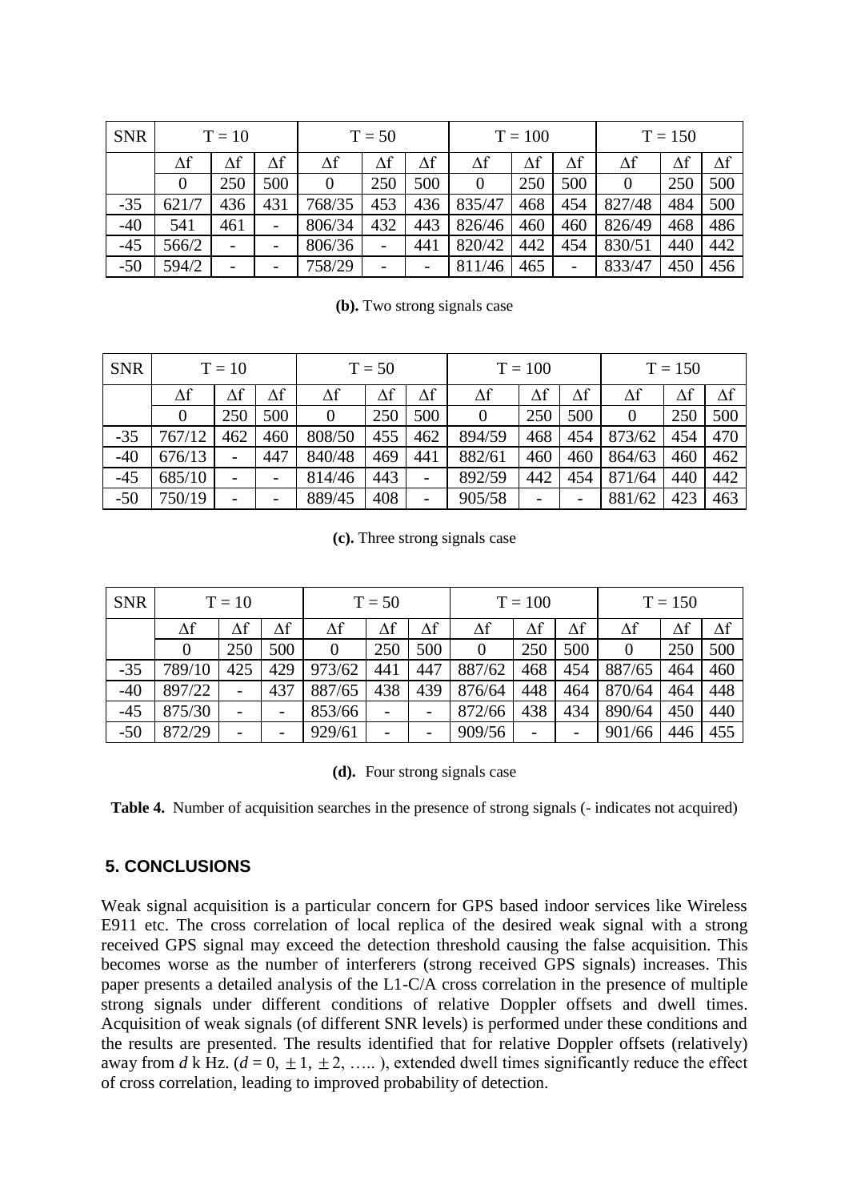| SNR | T = 10 | | | T = 50 | | | T = 100 | | | T = 150 | | |
|---|---|---|---|---|---|---|---|---|---|---|---|---|
| | Δf | Δf | Δf | Δf | Δf | Δf | Δf | Δf | Δf | Δf | Δf | Δf |
| | 0 | 250 | 500 | 0 | 250 | 500 | 0 | 250 | 500 | 0 | 250 | 500 |
| -35 | 621/7 | 436 | 431 | 768/35 | 453 | 436 | 835/47 | 468 | 454 | 827/48 | 484 | 500 |
| -40 | 541 | 461 | - | 806/34 | 432 | 443 | 826/46 | 460 | 460 | 826/49 | 468 | 486 |
| -45 | 566/2 | - | - | 806/36 | - | 441 | 820/42 | 442 | 454 | 830/51 | 440 | 442 |
| -50 | 594/2 | - | - | 758/29 | - | - | 811/46 | 465 | - | 833/47 | 450 | 456 |

**(b).** Two strong signals case

| SNR | T = 10 | | | T = 50 | | | T = 100 | | | T = 150 | | |
|---|---|---|---|---|---|---|---|---|---|---|---|---|
| | Δf | Δf | Δf | Δf | Δf | Δf | Δf | Δf | Δf | Δf | Δf | Δf |
| | 0 | 250 | 500 | 0 | 250 | 500 | 0 | 250 | 500 | 0 | 250 | 500 |
| -35 | 767/12 | 462 | 460 | 808/50 | 455 | 462 | 894/59 | 468 | 454 | 873/62 | 454 | 470 |
| -40 | 676/13 | - | 447 | 840/48 | 469 | 441 | 882/61 | 460 | 460 | 864/63 | 460 | 462 |
| -45 | 685/10 | - | - | 814/46 | 443 | - | 892/59 | 442 | 454 | 871/64 | 440 | 442 |
| -50 | 750/19 | - | - | 889/45 | 408 | - | 905/58 | - | - | 881/62 | 423 | 463 |

**(c).** Three strong signals case

| SNR | T = 10 | | | T = 50 | | | T = 100 | | | T = 150 | | |
|---|---|---|---|---|---|---|---|---|---|---|---|---|
| | Δf | Δf | Δf | Δf | Δf | Δf | Δf | Δf | Δf | Δf | Δf | Δf |
| | 0 | 250 | 500 | 0 | 250 | 500 | 0 | 250 | 500 | 0 | 250 | 500 |
| -35 | 789/10 | 425 | 429 | 973/62 | 441 | 447 | 887/62 | 468 | 454 | 887/65 | 464 | 460 |
| -40 | 897/22 | - | 437 | 887/65 | 438 | 439 | 876/64 | 448 | 464 | 870/64 | 464 | 448 |
| -45 | 875/30 | - | - | 853/66 | - | - | 872/66 | 438 | 434 | 890/64 | 450 | 440 |
| -50 | 872/29 | - | - | 929/61 | - | - | 909/56 | - | - | 901/66 | 446 | 455 |

**(d).** Four strong signals case

**Table 4.** Number of acquisition searches in the presence of strong signals (- indicates not acquired)

## 5. CONCLUSIONS

Weak signal acquisition is a particular concern for GPS based indoor services like Wireless E911 etc. The cross correlation of local replica of the desired weak signal with a strong received GPS signal may exceed the detection threshold causing the false acquisition. This becomes worse as the number of interferers (strong received GPS signals) increases. This paper presents a detailed analysis of the L1-C/A cross correlation in the presence of multiple strong signals under different conditions of relative Doppler offsets and dwell times. Acquisition of weak signals (of different SNR levels) is performed under these conditions and the results are presented. The results identified that for relative Doppler offsets (relatively) away from $d$ k Hz. ($d = 0, \pm 1, \pm 2, \ldots$ ), extended dwell times significantly reduce the effect of cross correlation, leading to improved probability of detection.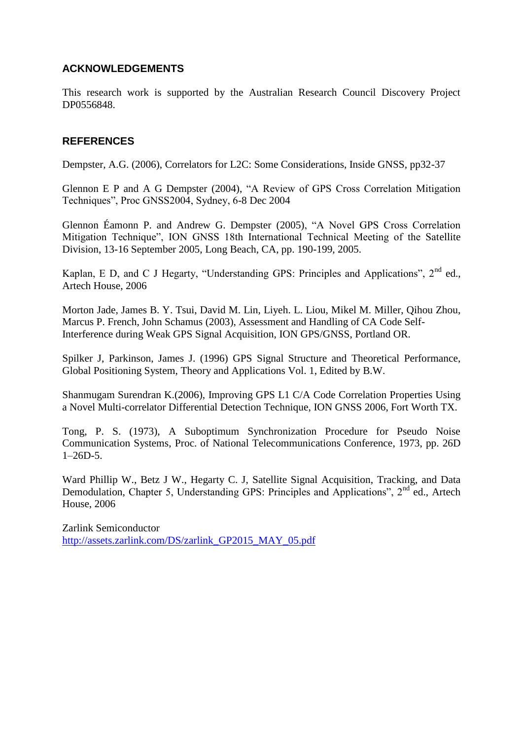## ACKNOWLEDGEMENTS

This research work is supported by the Australian Research Council Discovery Project DP0556848.

## REFERENCES

Dempster, A.G. (2006), Correlators for L2C: Some Considerations, Inside GNSS, pp32-37

Glennon E P and A G Dempster (2004), "A Review of GPS Cross Correlation Mitigation Techniques", Proc GNSS2004, Sydney, 6-8 Dec 2004

Glennon Éamonn P. and Andrew G. Dempster (2005), "A Novel GPS Cross Correlation Mitigation Technique", ION GNSS 18th International Technical Meeting of the Satellite Division, 13-16 September 2005, Long Beach, CA, pp. 190-199, 2005.

Kaplan, E D, and C J Hegarty, "Understanding GPS: Principles and Applications", 2nd ed., Artech House, 2006

Morton Jade, James B. Y. Tsui, David M. Lin, Liyeh. L. Liou, Mikel M. Miller, Qihou Zhou, Marcus P. French, John Schamus (2003), Assessment and Handling of CA Code Self-Interference during Weak GPS Signal Acquisition, ION GPS/GNSS, Portland OR.

Spilker J, Parkinson, James J. (1996) GPS Signal Structure and Theoretical Performance, Global Positioning System, Theory and Applications Vol. 1, Edited by B.W.

Shanmugam Surendran K.(2006), Improving GPS L1 C/A Code Correlation Properties Using a Novel Multi-correlator Differential Detection Technique, ION GNSS 2006, Fort Worth TX.

Tong, P. S. (1973), A Suboptimum Synchronization Procedure for Pseudo Noise Communication Systems, Proc. of National Telecommunications Conference, 1973, pp. 26D 1–26D-5.

Ward Phillip W., Betz J W., Hegarty C. J, Satellite Signal Acquisition, Tracking, and Data Demodulation, Chapter 5, Understanding GPS: Principles and Applications", 2nd ed., Artech House, 2006

Zarlink Semiconductor
http://assets.zarlink.com/DS/zarlink_GP2015_MAY_05.pdf